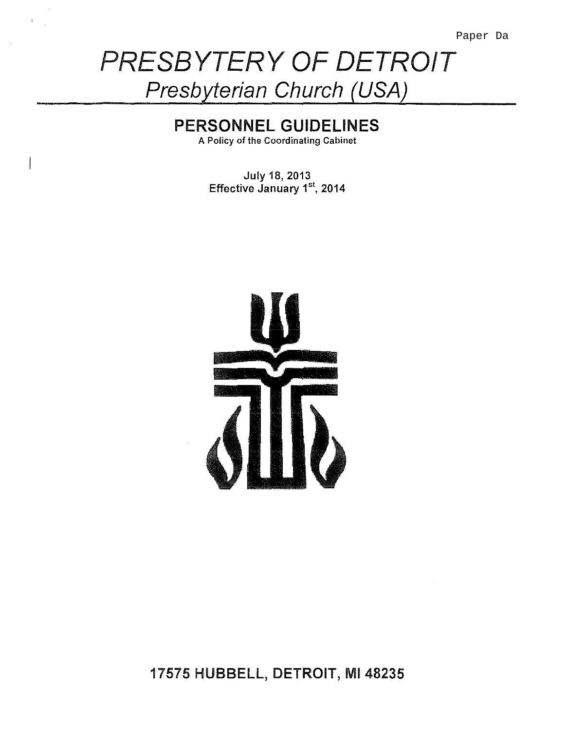Paper Da

# *PRESBYTERY OF DETROIT*

## *Presbyterian Church (USA)*

## PERSONNEL GUIDELINES

A Policy of the Coordinating Cabinet

July 18, 2013
Effective January 1st, 2014

**17575 HUBBELL, DETROIT, MI 48235**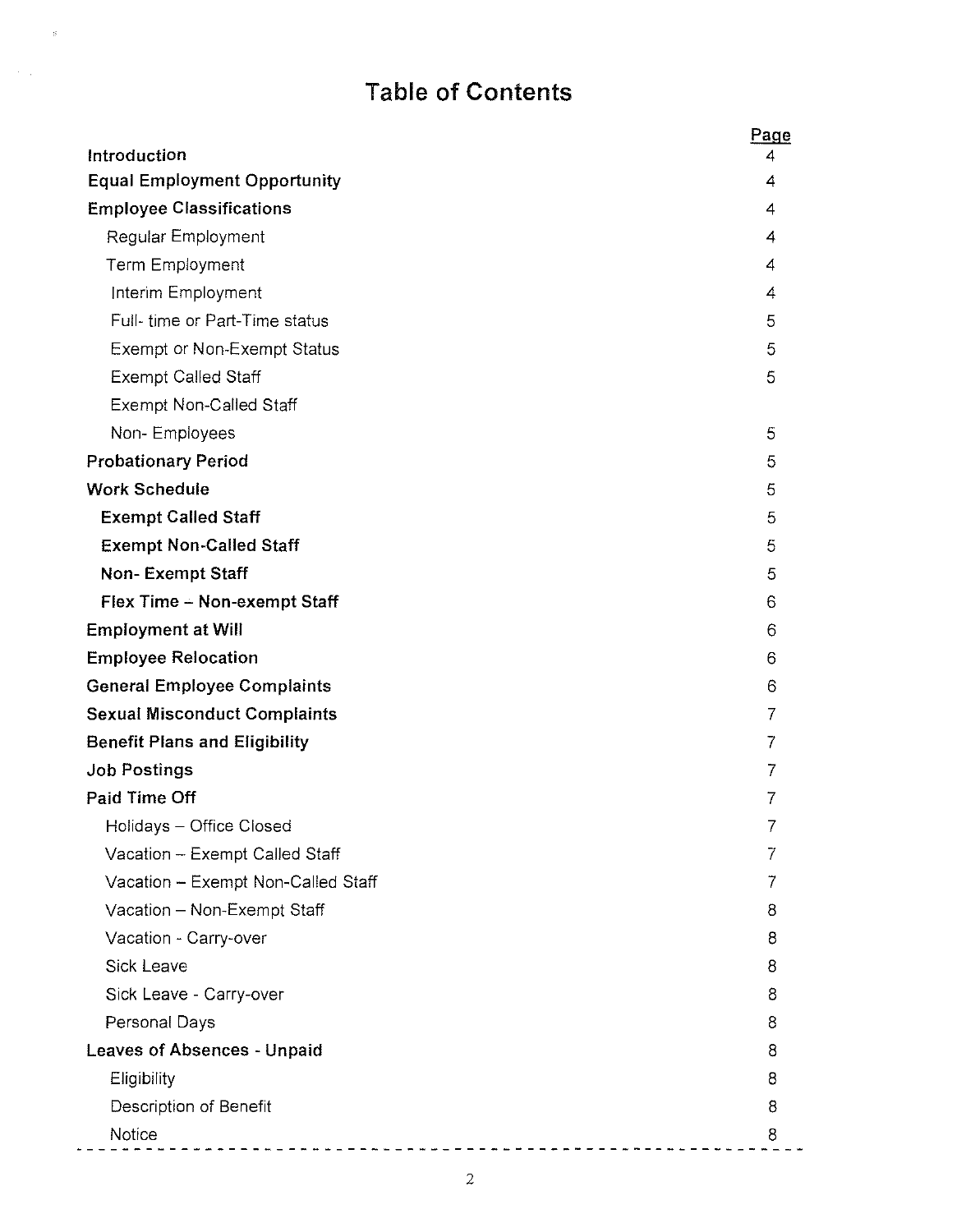# Table of Contents

| | Page |
|---|---|
| **Introduction** | 4 |
| **Equal Employment Opportunity** | 4 |
| **Employee Classifications** | 4 |
| Regular Employment | 4 |
| Term Employment | 4 |
| Interim Employment | 4 |
| Full- time or Part-Time status | 5 |
| Exempt or Non-Exempt Status | 5 |
| Exempt Called Staff | 5 |
| Exempt Non-Called Staff | |
| Non- Employees | 5 |
| **Probationary Period** | 5 |
| **Work Schedule** | 5 |
| **Exempt Called Staff** | 5 |
| **Exempt Non-Called Staff** | 5 |
| **Non- Exempt Staff** | 5 |
| **Flex Time – Non-exempt Staff** | 6 |
| **Employment at Will** | 6 |
| **Employee Relocation** | 6 |
| **General Employee Complaints** | 6 |
| **Sexual Misconduct Complaints** | 7 |
| **Benefit Plans and Eligibility** | 7 |
| **Job Postings** | 7 |
| **Paid Time Off** | 7 |
| Holidays – Office Closed | 7 |
| Vacation – Exempt Called Staff | 7 |
| Vacation – Exempt Non-Called Staff | 7 |
| Vacation – Non-Exempt Staff | 8 |
| Vacation - Carry-over | 8 |
| Sick Leave | 8 |
| Sick Leave - Carry-over | 8 |
| Personal Days | 8 |
| **Leaves of Absences - Unpaid** | 8 |
| Eligibility | 8 |
| Description of Benefit | 8 |
| Notice | 8 |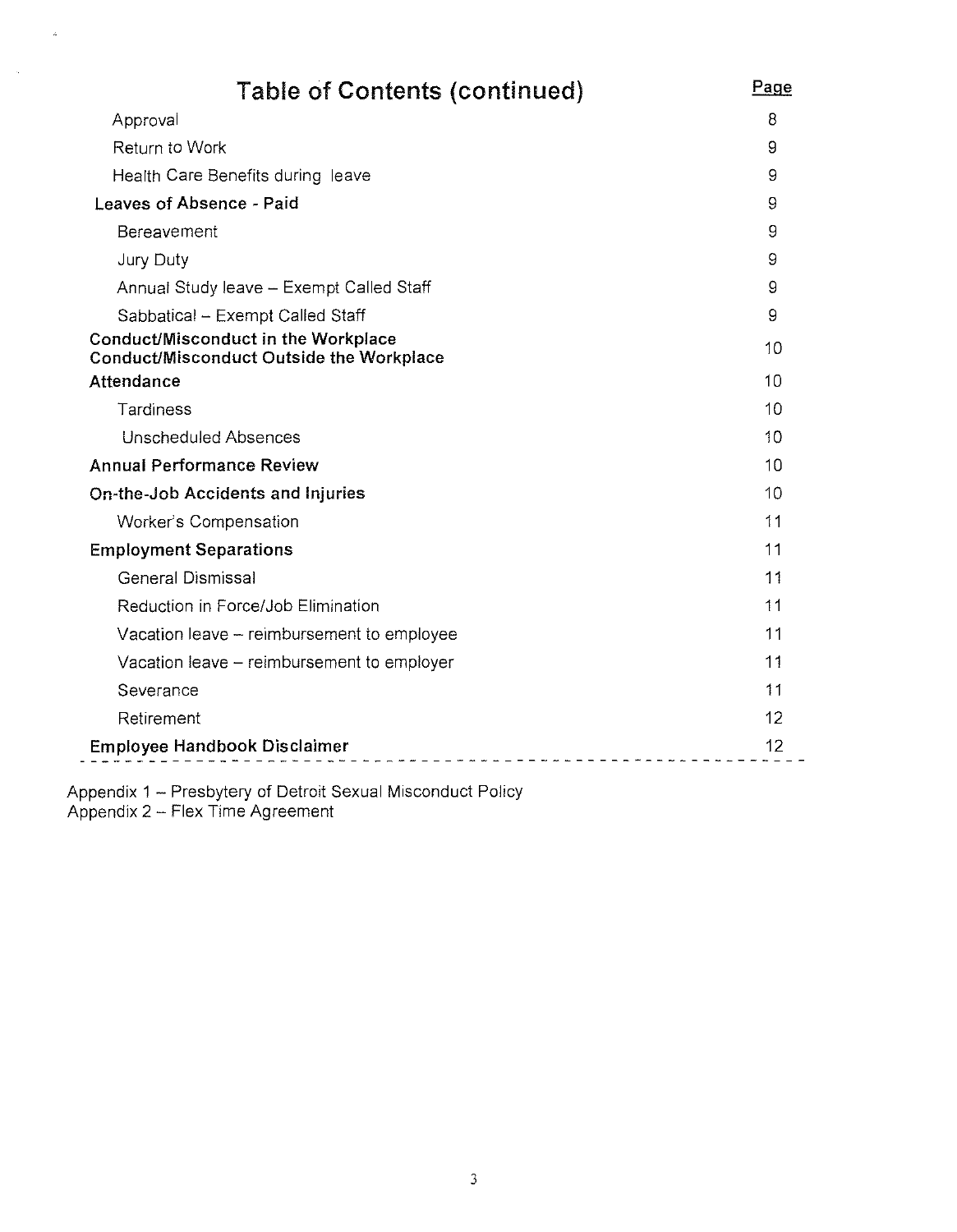## Table of Contents (continued)

| | Page |
|---|---|
| Approval | 8 |
| Return to Work | 9 |
| Health Care Benefits during leave | 9 |
| **Leaves of Absence - Paid** | 9 |
| Bereavement | 9 |
| Jury Duty | 9 |
| Annual Study leave – Exempt Called Staff | 9 |
| Sabbatical – Exempt Called Staff | 9 |
| **Conduct/Misconduct in the Workplace Conduct/Misconduct Outside the Workplace** | 10 |
| **Attendance** | 10 |
| Tardiness | 10 |
| Unscheduled Absences | 10 |
| **Annual Performance Review** | 10 |
| **On-the-Job Accidents and Injuries** | 10 |
| Worker's Compensation | 11 |
| **Employment Separations** | 11 |
| General Dismissal | 11 |
| Reduction in Force/Job Elimination | 11 |
| Vacation leave – reimbursement to employee | 11 |
| Vacation leave – reimbursement to employer | 11 |
| Severance | 11 |
| Retirement | 12 |
| **Employee Handbook Disclaimer** | 12 |

Appendix 1 – Presbytery of Detroit Sexual Misconduct Policy
Appendix 2 – Flex Time Agreement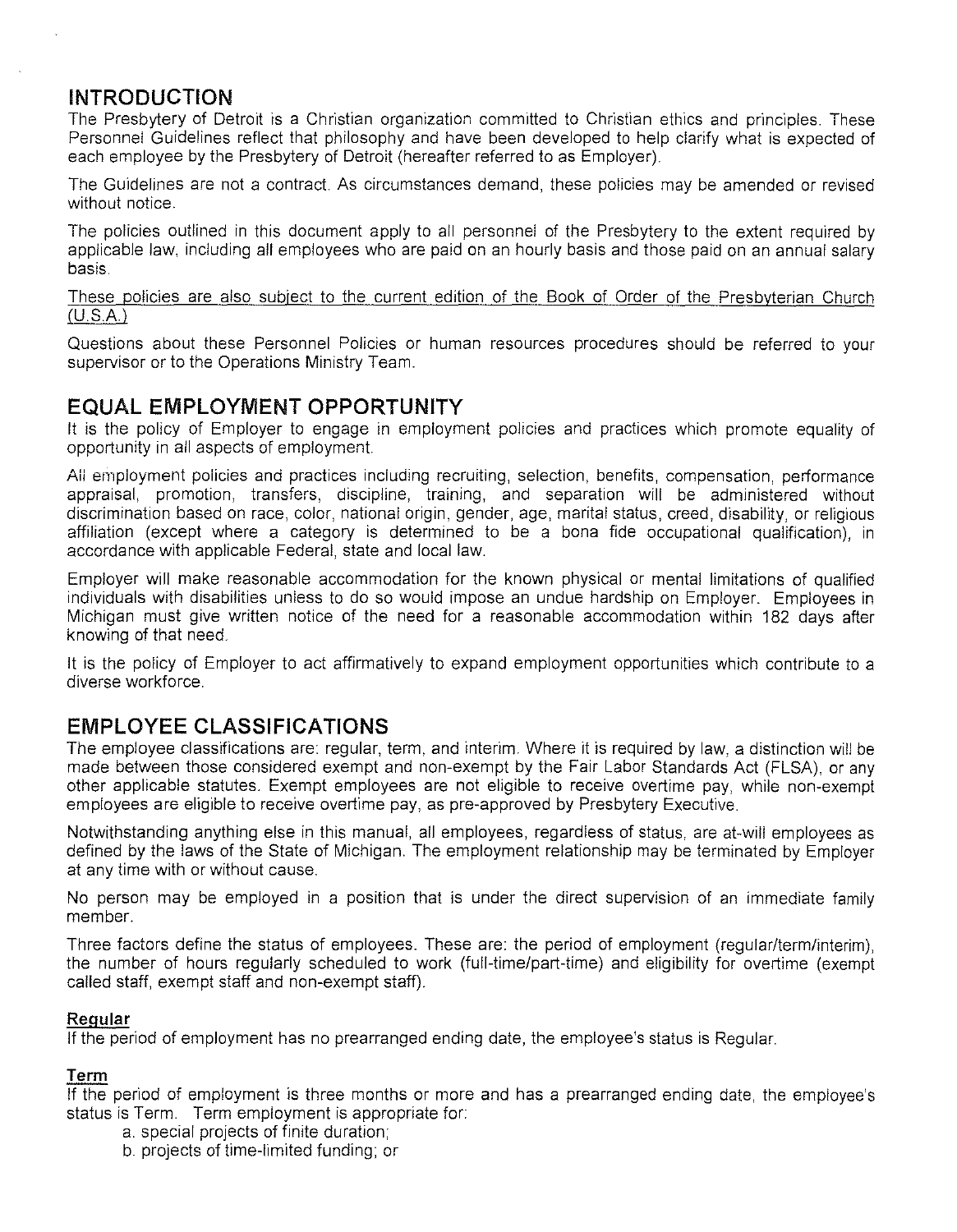## INTRODUCTION

The Presbytery of Detroit is a Christian organization committed to Christian ethics and principles. These Personnel Guidelines reflect that philosophy and have been developed to help clarify what is expected of each employee by the Presbytery of Detroit (hereafter referred to as Employer).

The Guidelines are not a contract. As circumstances demand, these policies may be amended or revised without notice.

The policies outlined in this document apply to all personnel of the Presbytery to the extent required by applicable law, including all employees who are paid on an hourly basis and those paid on an annual salary basis.

<u>These policies are also subject to the current edition of the Book of Order of the Presbyterian Church (U.S.A.)</u>

Questions about these Personnel Policies or human resources procedures should be referred to your supervisor or to the Operations Ministry Team.

## EQUAL EMPLOYMENT OPPORTUNITY

It is the policy of Employer to engage in employment policies and practices which promote equality of opportunity in all aspects of employment.

All employment policies and practices including recruiting, selection, benefits, compensation, performance appraisal, promotion, transfers, discipline, training, and separation will be administered without discrimination based on race, color, national origin, gender, age, marital status, creed, disability, or religious affiliation (except where a category is determined to be a bona fide occupational qualification), in accordance with applicable Federal, state and local law.

Employer will make reasonable accommodation for the known physical or mental limitations of qualified individuals with disabilities unless to do so would impose an undue hardship on Employer. Employees in Michigan must give written notice of the need for a reasonable accommodation within 182 days after knowing of that need.

It is the policy of Employer to act affirmatively to expand employment opportunities which contribute to a diverse workforce.

## EMPLOYEE CLASSIFICATIONS

The employee classifications are: regular, term, and interim. Where it is required by law, a distinction will be made between those considered exempt and non-exempt by the Fair Labor Standards Act (FLSA), or any other applicable statutes. Exempt employees are not eligible to receive overtime pay, while non-exempt employees are eligible to receive overtime pay, as pre-approved by Presbytery Executive.

Notwithstanding anything else in this manual, all employees, regardless of status, are at-will employees as defined by the laws of the State of Michigan. The employment relationship may be terminated by Employer at any time with or without cause.

No person may be employed in a position that is under the direct supervision of an immediate family member.

Three factors define the status of employees. These are: the period of employment (regular/term/interim), the number of hours regularly scheduled to work (full-time/part-time) and eligibility for overtime (exempt called staff, exempt staff and non-exempt staff).

### Regular

If the period of employment has no prearranged ending date, the employee's status is Regular.

### Term

If the period of employment is three months or more and has a prearranged ending date, the employee's status is Term. Term employment is appropriate for:

a. special projects of finite duration;
b. projects of time-limited funding; or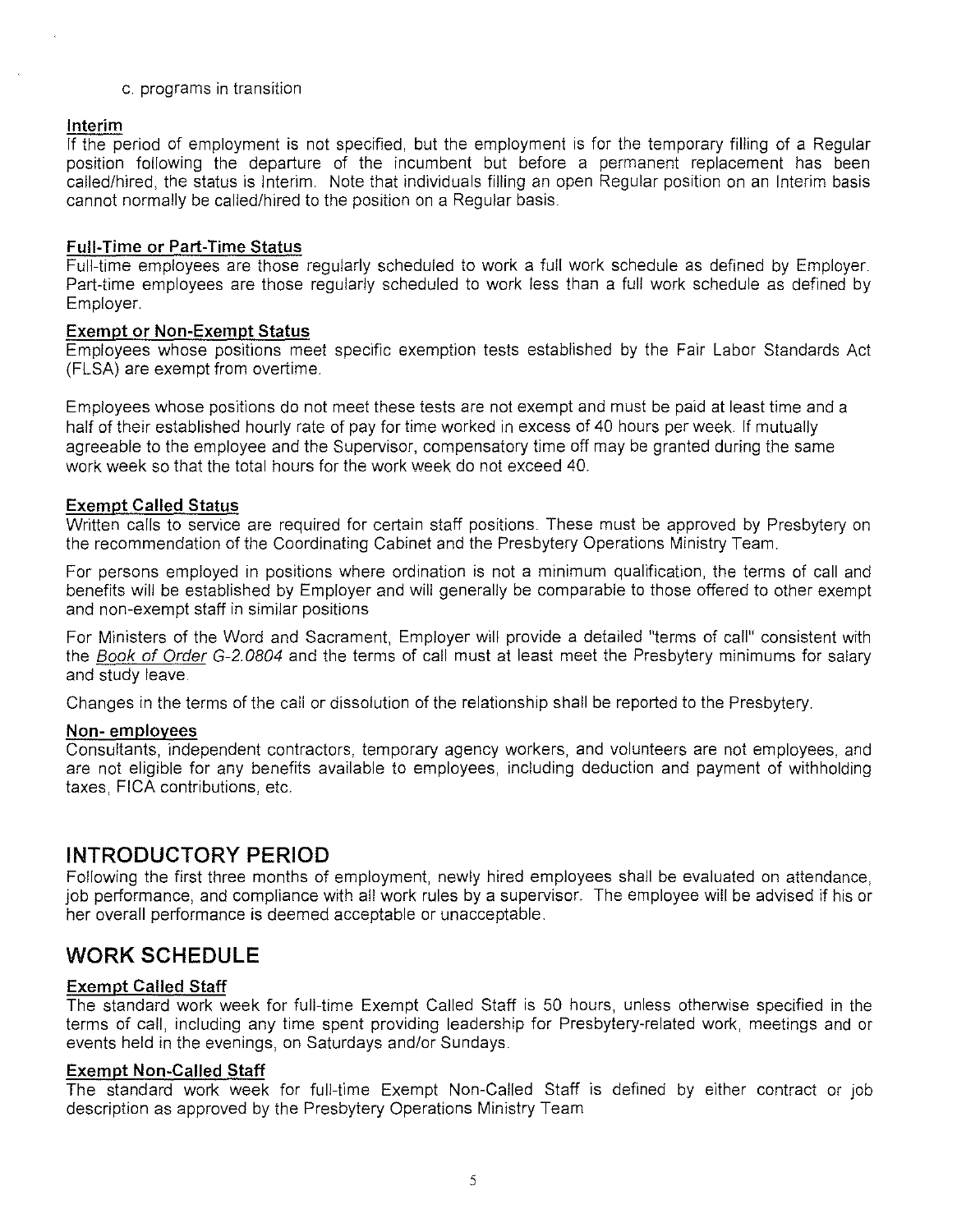c. programs in transition

### Interim

If the period of employment is not specified, but the employment is for the temporary filling of a Regular position following the departure of the incumbent but before a permanent replacement has been called/hired, the status is Interim. Note that individuals filling an open Regular position on an Interim basis cannot normally be called/hired to the position on a Regular basis.

### Full-Time or Part-Time Status

Full-time employees are those regularly scheduled to work a full work schedule as defined by Employer. Part-time employees are those regularly scheduled to work less than a full work schedule as defined by Employer.

### Exempt or Non-Exempt Status

Employees whose positions meet specific exemption tests established by the Fair Labor Standards Act (FLSA) are exempt from overtime.

Employees whose positions do not meet these tests are not exempt and must be paid at least time and a half of their established hourly rate of pay for time worked in excess of 40 hours per week. If mutually agreeable to the employee and the Supervisor, compensatory time off may be granted during the same work week so that the total hours for the work week do not exceed 40.

### Exempt Called Status

Written calls to service are required for certain staff positions. These must be approved by Presbytery on the recommendation of the Coordinating Cabinet and the Presbytery Operations Ministry Team.

For persons employed in positions where ordination is not a minimum qualification, the terms of call and benefits will be established by Employer and will generally be comparable to those offered to other exempt and non-exempt staff in similar positions

For Ministers of the Word and Sacrament, Employer will provide a detailed "terms of call" consistent with the *Book of Order* G-2.0804 and the terms of call must at least meet the Presbytery minimums for salary and study leave.

Changes in the terms of the call or dissolution of the relationship shall be reported to the Presbytery.

### Non- employees

Consultants, independent contractors, temporary agency workers, and volunteers are not employees, and are not eligible for any benefits available to employees, including deduction and payment of withholding taxes, FICA contributions, etc.

## INTRODUCTORY PERIOD

Following the first three months of employment, newly hired employees shall be evaluated on attendance, job performance, and compliance with all work rules by a supervisor. The employee will be advised if his or her overall performance is deemed acceptable or unacceptable.

## WORK SCHEDULE

### Exempt Called Staff

The standard work week for full-time Exempt Called Staff is 50 hours, unless otherwise specified in the terms of call, including any time spent providing leadership for Presbytery-related work, meetings and or events held in the evenings, on Saturdays and/or Sundays.

### Exempt Non-Called Staff

The standard work week for full-time Exempt Non-Called Staff is defined by either contract or job description as approved by the Presbytery Operations Ministry Team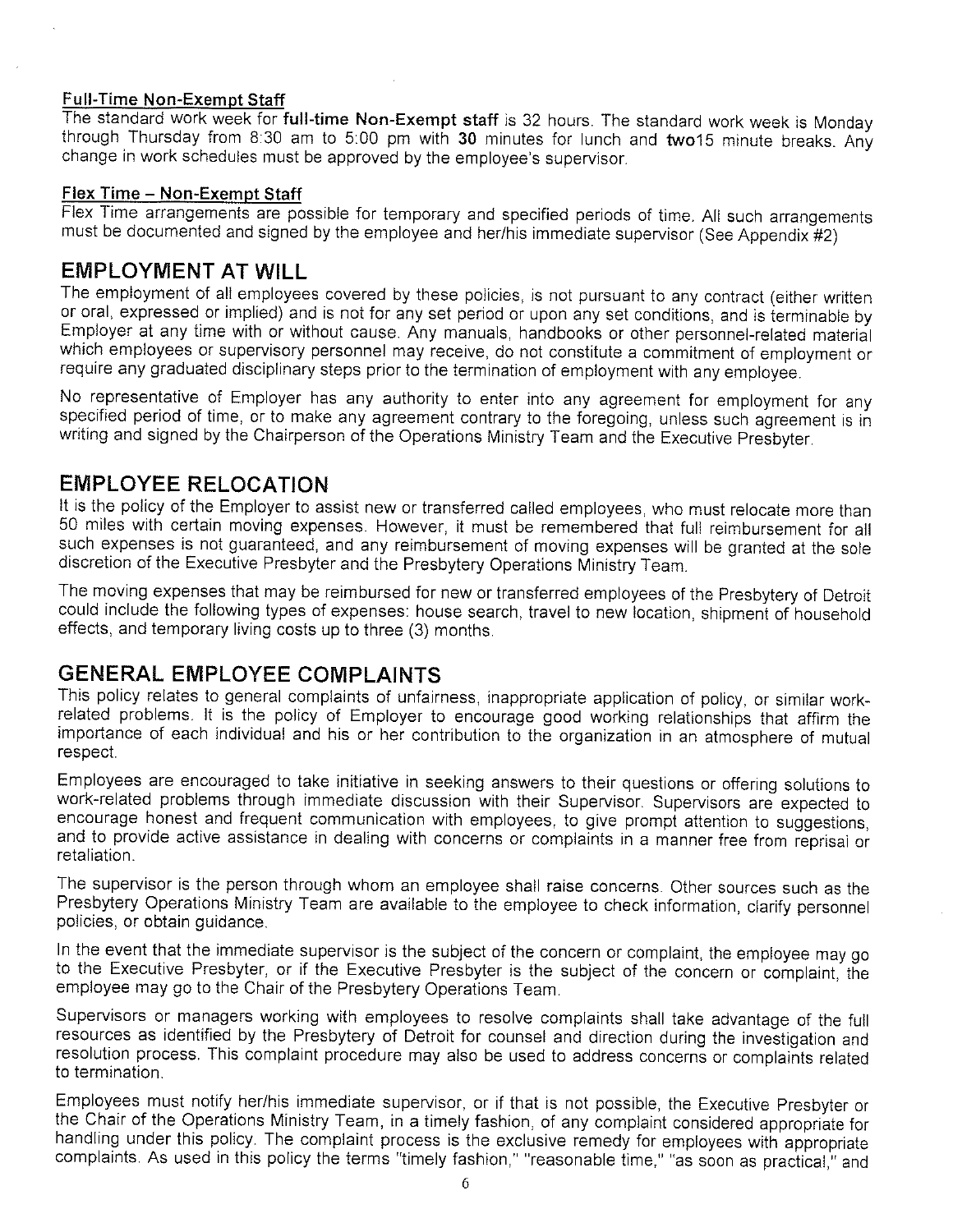**Full-Time Non-Exempt Staff**

The standard work week for **full-time Non-Exempt staff** is 32 hours. The standard work week is Monday through Thursday from 8:30 am to 5:00 pm with **30** minutes for lunch and **two**15 minute breaks. Any change in work schedules must be approved by the employee's supervisor.

**Flex Time – Non-Exempt Staff**

Flex Time arrangements are possible for temporary and specified periods of time. All such arrangements must be documented and signed by the employee and her/his immediate supervisor (See Appendix #2)

## EMPLOYMENT AT WILL

The employment of all employees covered by these policies, is not pursuant to any contract (either written or oral, expressed or implied) and is not for any set period or upon any set conditions, and is terminable by Employer at any time with or without cause. Any manuals, handbooks or other personnel-related material which employees or supervisory personnel may receive, do not constitute a commitment of employment or require any graduated disciplinary steps prior to the termination of employment with any employee.

No representative of Employer has any authority to enter into any agreement for employment for any specified period of time, or to make any agreement contrary to the foregoing, unless such agreement is in writing and signed by the Chairperson of the Operations Ministry Team and the Executive Presbyter.

## EMPLOYEE RELOCATION

It is the policy of the Employer to assist new or transferred called employees, who must relocate more than 50 miles with certain moving expenses. However, it must be remembered that full reimbursement for all such expenses is not guaranteed, and any reimbursement of moving expenses will be granted at the sole discretion of the Executive Presbyter and the Presbytery Operations Ministry Team.

The moving expenses that may be reimbursed for new or transferred employees of the Presbytery of Detroit could include the following types of expenses: house search, travel to new location, shipment of household effects, and temporary living costs up to three (3) months.

## GENERAL EMPLOYEE COMPLAINTS

This policy relates to general complaints of unfairness, inappropriate application of policy, or similar work-related problems. It is the policy of Employer to encourage good working relationships that affirm the importance of each individual and his or her contribution to the organization in an atmosphere of mutual respect.

Employees are encouraged to take initiative in seeking answers to their questions or offering solutions to work-related problems through immediate discussion with their Supervisor. Supervisors are expected to encourage honest and frequent communication with employees, to give prompt attention to suggestions, and to provide active assistance in dealing with concerns or complaints in a manner free from reprisal or retaliation.

The supervisor is the person through whom an employee shall raise concerns. Other sources such as the Presbytery Operations Ministry Team are available to the employee to check information, clarify personnel policies, or obtain guidance.

In the event that the immediate supervisor is the subject of the concern or complaint, the employee may go to the Executive Presbyter, or if the Executive Presbyter is the subject of the concern or complaint, the employee may go to the Chair of the Presbytery Operations Team.

Supervisors or managers working with employees to resolve complaints shall take advantage of the full resources as identified by the Presbytery of Detroit for counsel and direction during the investigation and resolution process. This complaint procedure may also be used to address concerns or complaints related to termination.

Employees must notify her/his immediate supervisor, or if that is not possible, the Executive Presbyter or the Chair of the Operations Ministry Team, in a timely fashion, of any complaint considered appropriate for handling under this policy. The complaint process is the exclusive remedy for employees with appropriate complaints. As used in this policy the terms "timely fashion," "reasonable time," "as soon as practical," and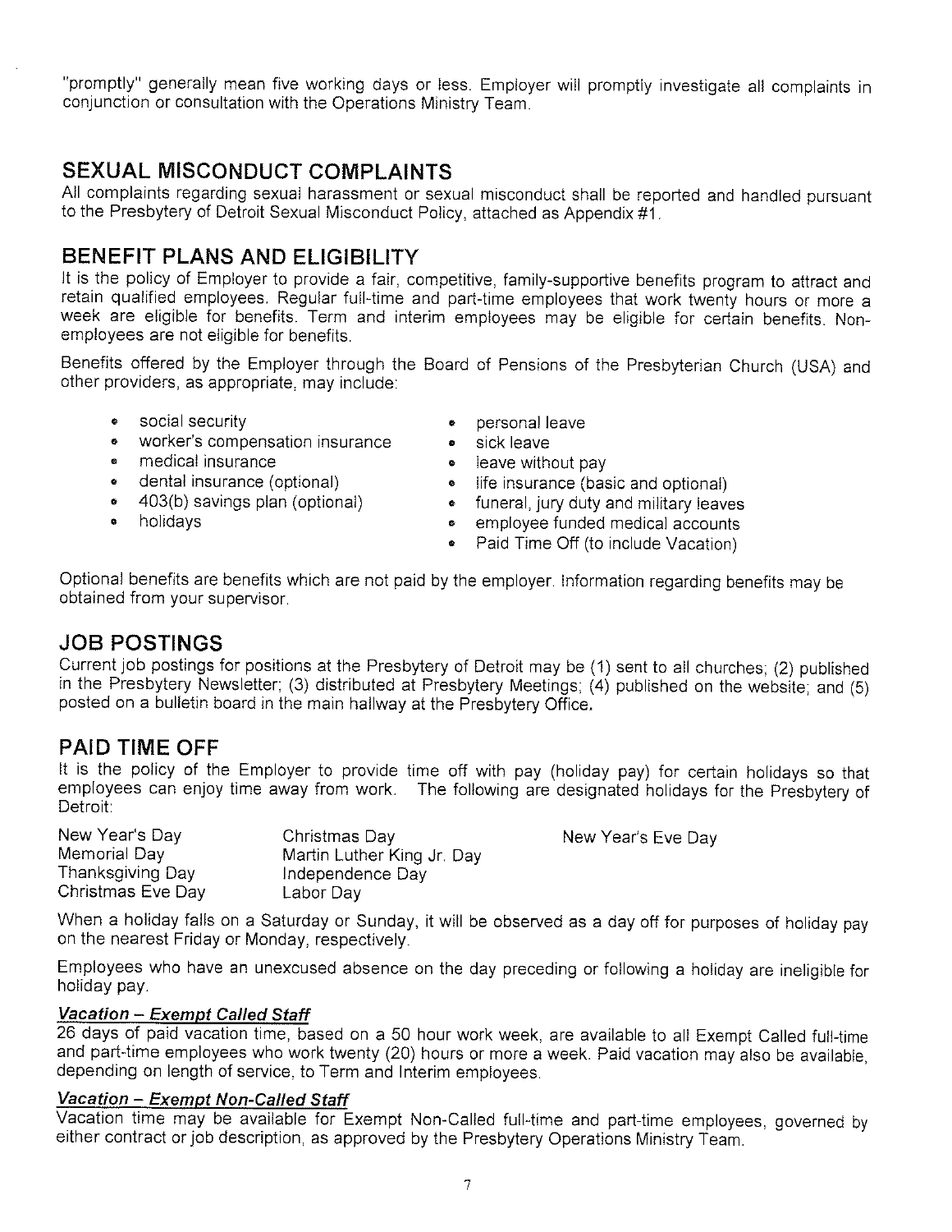"promptly" generally mean five working days or less. Employer will promptly investigate all complaints in conjunction or consultation with the Operations Ministry Team.

## SEXUAL MISCONDUCT COMPLAINTS

All complaints regarding sexual harassment or sexual misconduct shall be reported and handled pursuant to the Presbytery of Detroit Sexual Misconduct Policy, attached as Appendix #1.

## BENEFIT PLANS AND ELIGIBILITY

It is the policy of Employer to provide a fair, competitive, family-supportive benefits program to attract and retain qualified employees. Regular full-time and part-time employees that work twenty hours or more a week are eligible for benefits. Term and interim employees may be eligible for certain benefits. Non-employees are not eligible for benefits.

Benefits offered by the Employer through the Board of Pensions of the Presbyterian Church (USA) and other providers, as appropriate, may include:

- social security
- worker's compensation insurance
- medical insurance
- dental insurance (optional)
- 403(b) savings plan (optional)
- holidays
- personal leave
- sick leave
- leave without pay
- life insurance (basic and optional)
- funeral, jury duty and military leaves
- employee funded medical accounts
- Paid Time Off (to include Vacation)

Optional benefits are benefits which are not paid by the employer. Information regarding benefits may be obtained from your supervisor.

## JOB POSTINGS

Current job postings for positions at the Presbytery of Detroit may be (1) sent to all churches; (2) published in the Presbytery Newsletter; (3) distributed at Presbytery Meetings; (4) published on the website; and (5) posted on a bulletin board in the main hallway at the Presbytery Office.

## PAID TIME OFF

It is the policy of the Employer to provide time off with pay (holiday pay) for certain holidays so that employees can enjoy time away from work. The following are designated holidays for the Presbytery of Detroit:

| | | |
|---|---|---|
| New Year's Day | Christmas Day | New Year's Eve Day |
| Memorial Day | Martin Luther King Jr. Day | |
| Thanksgiving Day | Independence Day | |
| Christmas Eve Day | Labor Day | |

When a holiday falls on a Saturday or Sunday, it will be observed as a day off for purposes of holiday pay on the nearest Friday or Monday, respectively.

Employees who have an unexcused absence on the day preceding or following a holiday are ineligible for holiday pay.

### *Vacation – Exempt Called Staff*

26 days of paid vacation time, based on a 50 hour work week, are available to all Exempt Called full-time and part-time employees who work twenty (20) hours or more a week. Paid vacation may also be available, depending on length of service, to Term and Interim employees.

### *Vacation – Exempt Non-Called Staff*

Vacation time may be available for Exempt Non-Called full-time and part-time employees, governed by either contract or job description, as approved by the Presbytery Operations Ministry Team.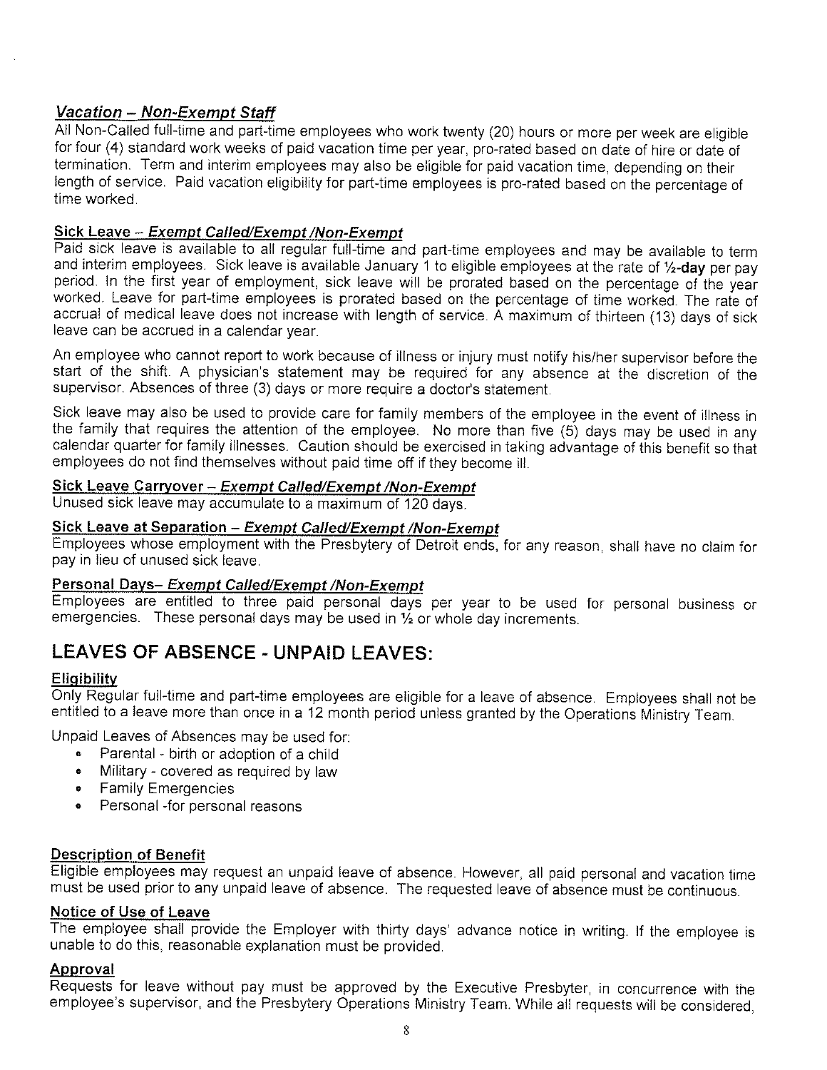### ***Vacation – Non-Exempt Staff***

All Non-Called full-time and part-time employees who work twenty (20) hours or more per week are eligible for four (4) standard work weeks of paid vacation time per year, pro-rated based on date of hire or date of termination. Term and interim employees may also be eligible for paid vacation time, depending on their length of service. Paid vacation eligibility for part-time employees is pro-rated based on the percentage of time worked.

**Sick Leave – *Exempt Called/Exempt /Non-Exempt***

Paid sick leave is available to all regular full-time and part-time employees and may be available to term and interim employees. Sick leave is available January 1 to eligible employees at the rate of **½-day** per pay period. In the first year of employment, sick leave will be prorated based on the percentage of the year worked. Leave for part-time employees is prorated based on the percentage of time worked. The rate of accrual of medical leave does not increase with length of service. A maximum of thirteen (13) days of sick leave can be accrued in a calendar year.

An employee who cannot report to work because of illness or injury must notify his/her supervisor before the start of the shift. A physician's statement may be required for any absence at the discretion of the supervisor. Absences of three (3) days or more require a doctor's statement.

Sick leave may also be used to provide care for family members of the employee in the event of illness in the family that requires the attention of the employee. No more than five (5) days may be used in any calendar quarter for family illnesses. Caution should be exercised in taking advantage of this benefit so that employees do not find themselves without paid time off if they become ill.

**Sick Leave Carryover – *Exempt Called/Exempt /Non-Exempt***

Unused sick leave may accumulate to a maximum of 120 days.

**Sick Leave at Separation – *Exempt Called/Exempt /Non-Exempt***

Employees whose employment with the Presbytery of Detroit ends, for any reason, shall have no claim for pay in lieu of unused sick leave.

**Personal Days– *Exempt Called/Exempt /Non-Exempt***

Employees are entitled to three paid personal days per year to be used for personal business or emergencies. These personal days may be used in ½ or whole day increments.

## LEAVES OF ABSENCE - UNPAID LEAVES:

**Eligibility**

Only Regular full-time and part-time employees are eligible for a leave of absence. Employees shall not be entitled to a leave more than once in a 12 month period unless granted by the Operations Ministry Team.

Unpaid Leaves of Absences may be used for:

- Parental - birth or adoption of a child
- Military - covered as required by law
- Family Emergencies
- Personal -for personal reasons

**Description of Benefit**

Eligible employees may request an unpaid leave of absence. However, all paid personal and vacation time must be used prior to any unpaid leave of absence. The requested leave of absence must be continuous.

**Notice of Use of Leave**

The employee shall provide the Employer with thirty days' advance notice in writing. If the employee is unable to do this, reasonable explanation must be provided.

**Approval**

Requests for leave without pay must be approved by the Executive Presbyter, in concurrence with the employee's supervisor, and the Presbytery Operations Ministry Team. While all requests will be considered,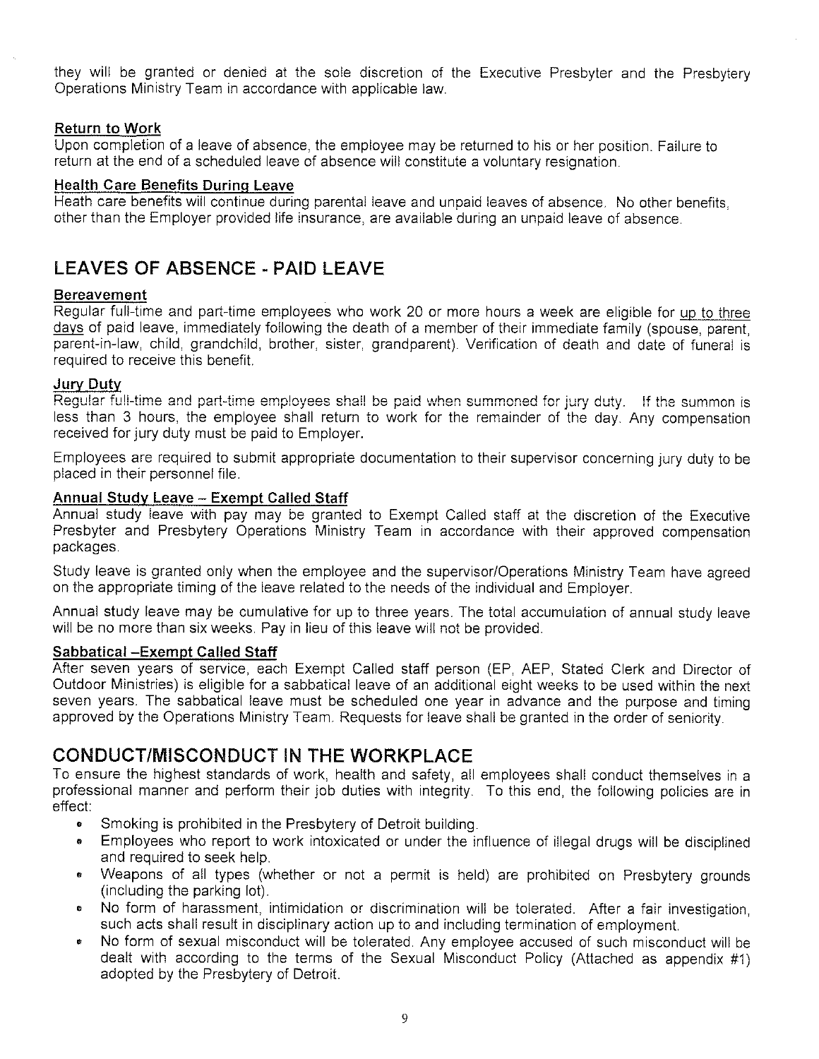they will be granted or denied at the sole discretion of the Executive Presbyter and the Presbytery Operations Ministry Team in accordance with applicable law.

**Return to Work**

Upon completion of a leave of absence, the employee may be returned to his or her position. Failure to return at the end of a scheduled leave of absence will constitute a voluntary resignation.

**Health Care Benefits During Leave**

Heath care benefits will continue during parental leave and unpaid leaves of absence. No other benefits, other than the Employer provided life insurance, are available during an unpaid leave of absence.

## LEAVES OF ABSENCE - PAID LEAVE

**Bereavement**

Regular full-time and part-time employees who work 20 or more hours a week are eligible for up to three days of paid leave, immediately following the death of a member of their immediate family (spouse, parent, parent-in-law, child, grandchild, brother, sister, grandparent). Verification of death and date of funeral is required to receive this benefit.

**Jury Duty**

Regular full-time and part-time employees shall be paid when summoned for jury duty. If the summon is less than 3 hours, the employee shall return to work for the remainder of the day. Any compensation received for jury duty must be paid to Employer.

Employees are required to submit appropriate documentation to their supervisor concerning jury duty to be placed in their personnel file.

**Annual Study Leave – Exempt Called Staff**

Annual study leave with pay may be granted to Exempt Called staff at the discretion of the Executive Presbyter and Presbytery Operations Ministry Team in accordance with their approved compensation packages.

Study leave is granted only when the employee and the supervisor/Operations Ministry Team have agreed on the appropriate timing of the leave related to the needs of the individual and Employer.

Annual study leave may be cumulative for up to three years. The total accumulation of annual study leave will be no more than six weeks. Pay in lieu of this leave will not be provided.

**Sabbatical –Exempt Called Staff**

After seven years of service, each Exempt Called staff person (EP, AEP, Stated Clerk and Director of Outdoor Ministries) is eligible for a sabbatical leave of an additional eight weeks to be used within the next seven years. The sabbatical leave must be scheduled one year in advance and the purpose and timing approved by the Operations Ministry Team. Requests for leave shall be granted in the order of seniority.

## CONDUCT/MISCONDUCT IN THE WORKPLACE

To ensure the highest standards of work, health and safety, all employees shall conduct themselves in a professional manner and perform their job duties with integrity. To this end, the following policies are in effect:

- Smoking is prohibited in the Presbytery of Detroit building.
- Employees who report to work intoxicated or under the influence of illegal drugs will be disciplined and required to seek help.
- Weapons of all types (whether or not a permit is held) are prohibited on Presbytery grounds (including the parking lot).
- No form of harassment, intimidation or discrimination will be tolerated. After a fair investigation, such acts shall result in disciplinary action up to and including termination of employment.
- No form of sexual misconduct will be tolerated. Any employee accused of such misconduct will be dealt with according to the terms of the Sexual Misconduct Policy (Attached as appendix #1) adopted by the Presbytery of Detroit.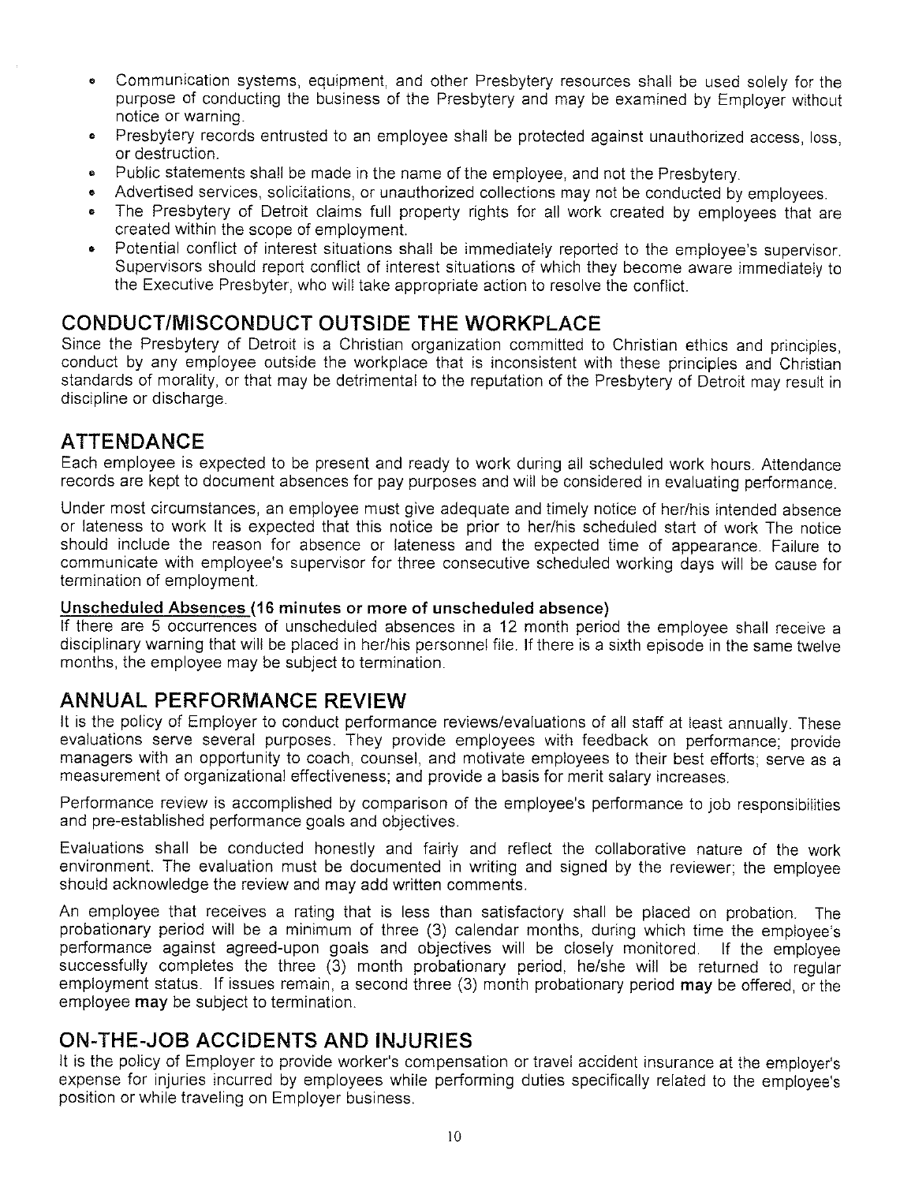- Communication systems, equipment, and other Presbytery resources shall be used solely for the purpose of conducting the business of the Presbytery and may be examined by Employer without notice or warning.
- Presbytery records entrusted to an employee shall be protected against unauthorized access, loss, or destruction.
- Public statements shall be made in the name of the employee, and not the Presbytery.
- Advertised services, solicitations, or unauthorized collections may not be conducted by employees.
- The Presbytery of Detroit claims full property rights for all work created by employees that are created within the scope of employment.
- Potential conflict of interest situations shall be immediately reported to the employee's supervisor. Supervisors should report conflict of interest situations of which they become aware immediately to the Executive Presbyter, who will take appropriate action to resolve the conflict.

## CONDUCT/MISCONDUCT OUTSIDE THE WORKPLACE

Since the Presbytery of Detroit is a Christian organization committed to Christian ethics and principles, conduct by any employee outside the workplace that is inconsistent with these principles and Christian standards of morality, or that may be detrimental to the reputation of the Presbytery of Detroit may result in discipline or discharge.

## ATTENDANCE

Each employee is expected to be present and ready to work during all scheduled work hours. Attendance records are kept to document absences for pay purposes and will be considered in evaluating performance.

Under most circumstances, an employee must give adequate and timely notice of her/his intended absence or lateness to work It is expected that this notice be prior to her/his scheduled start of work The notice should include the reason for absence or lateness and the expected time of appearance. Failure to communicate with employee's supervisor for three consecutive scheduled working days will be cause for termination of employment.

**<u>Unscheduled Absences</u> (16 minutes or more of unscheduled absence)**

If there are 5 occurrences of unscheduled absences in a 12 month period the employee shall receive a disciplinary warning that will be placed in her/his personnel file. If there is a sixth episode in the same twelve months, the employee may be subject to termination.

## ANNUAL PERFORMANCE REVIEW

It is the policy of Employer to conduct performance reviews/evaluations of all staff at least annually. These evaluations serve several purposes. They provide employees with feedback on performance; provide managers with an opportunity to coach, counsel, and motivate employees to their best efforts; serve as a measurement of organizational effectiveness; and provide a basis for merit salary increases.

Performance review is accomplished by comparison of the employee's performance to job responsibilities and pre-established performance goals and objectives.

Evaluations shall be conducted honestly and fairly and reflect the collaborative nature of the work environment. The evaluation must be documented in writing and signed by the reviewer; the employee should acknowledge the review and may add written comments.

An employee that receives a rating that is less than satisfactory shall be placed on probation. The probationary period will be a minimum of three (3) calendar months, during which time the employee's performance against agreed-upon goals and objectives will be closely monitored. If the employee successfully completes the three (3) month probationary period, he/she will be returned to regular employment status. If issues remain, a second three (3) month probationary period **may** be offered, or the employee **may** be subject to termination.

## ON-THE-JOB ACCIDENTS AND INJURIES

It is the policy of Employer to provide worker's compensation or travel accident insurance at the employer's expense for injuries incurred by employees while performing duties specifically related to the employee's position or while traveling on Employer business.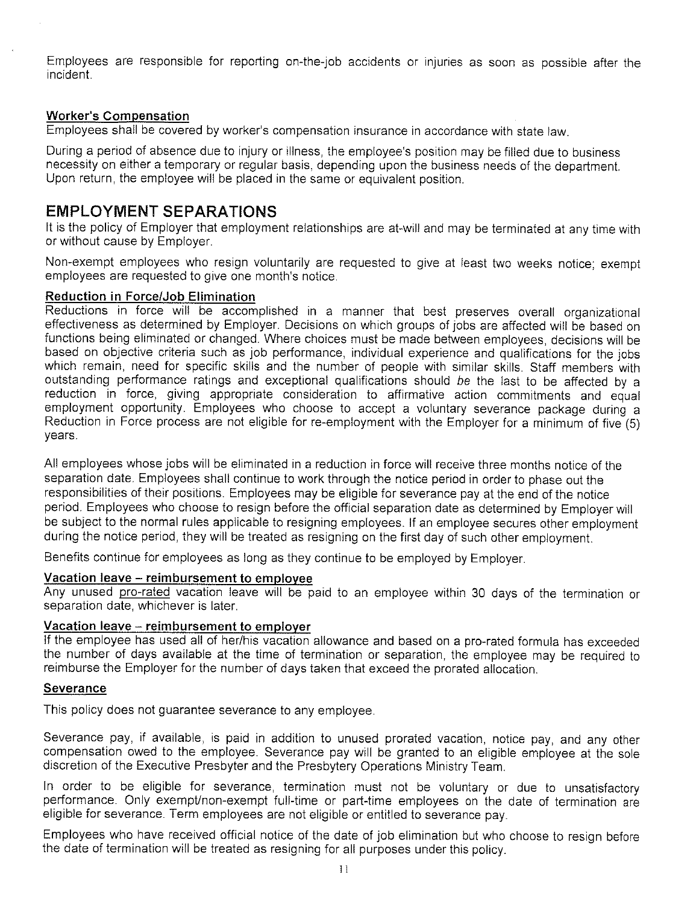Employees are responsible for reporting on-the-job accidents or injuries as soon as possible after the incident.

### Worker's Compensation

Employees shall be covered by worker's compensation insurance in accordance with state law.

During a period of absence due to injury or illness, the employee's position may be filled due to business necessity on either a temporary or regular basis, depending upon the business needs of the department. Upon return, the employee will be placed in the same or equivalent position.

## EMPLOYMENT SEPARATIONS

It is the policy of Employer that employment relationships are at-will and may be terminated at any time with or without cause by Employer.

Non-exempt employees who resign voluntarily are requested to give at least two weeks notice; exempt employees are requested to give one month's notice.

### Reduction in Force/Job Elimination

Reductions in force will be accomplished in a manner that best preserves overall organizational effectiveness as determined by Employer. Decisions on which groups of jobs are affected will be based on functions being eliminated or changed. Where choices must be made between employees, decisions will be based on objective criteria such as job performance, individual experience and qualifications for the jobs which remain, need for specific skills and the number of people with similar skills. Staff members with outstanding performance ratings and exceptional qualifications should *be* the last to be affected by a reduction in force, giving appropriate consideration to affirmative action commitments and equal employment opportunity. Employees who choose to accept a voluntary severance package during a Reduction in Force process are not eligible for re-employment with the Employer for a minimum of five (5) years.

All employees whose jobs will be eliminated in a reduction in force will receive three months notice of the separation date. Employees shall continue to work through the notice period in order to phase out the responsibilities of their positions. Employees may be eligible for severance pay at the end of the notice period. Employees who choose to resign before the official separation date as determined by Employer will be subject to the normal rules applicable to resigning employees. If an employee secures other employment during the notice period, they will be treated as resigning on the first day of such other employment.

Benefits continue for employees as long as they continue to be employed by Employer.

### Vacation leave – reimbursement to employee

Any unused pro-rated vacation leave will be paid to an employee within 30 days of the termination or separation date, whichever is later.

### Vacation leave – reimbursement to employer

If the employee has used all of her/his vacation allowance and based on a pro-rated formula has exceeded the number of days available at the time of termination or separation, the employee may be required to reimburse the Employer for the number of days taken that exceed the prorated allocation.

### Severance

This policy does not guarantee severance to any employee.

Severance pay, if available, is paid in addition to unused prorated vacation, notice pay, and any other compensation owed to the employee. Severance pay will be granted to an eligible employee at the sole discretion of the Executive Presbyter and the Presbytery Operations Ministry Team.

In order to be eligible for severance, termination must not be voluntary or due to unsatisfactory performance. Only exempt/non-exempt full-time or part-time employees on the date of termination are eligible for severance. Term employees are not eligible or entitled to severance pay.

Employees who have received official notice of the date of job elimination but who choose to resign before the date of termination will be treated as resigning for all purposes under this policy.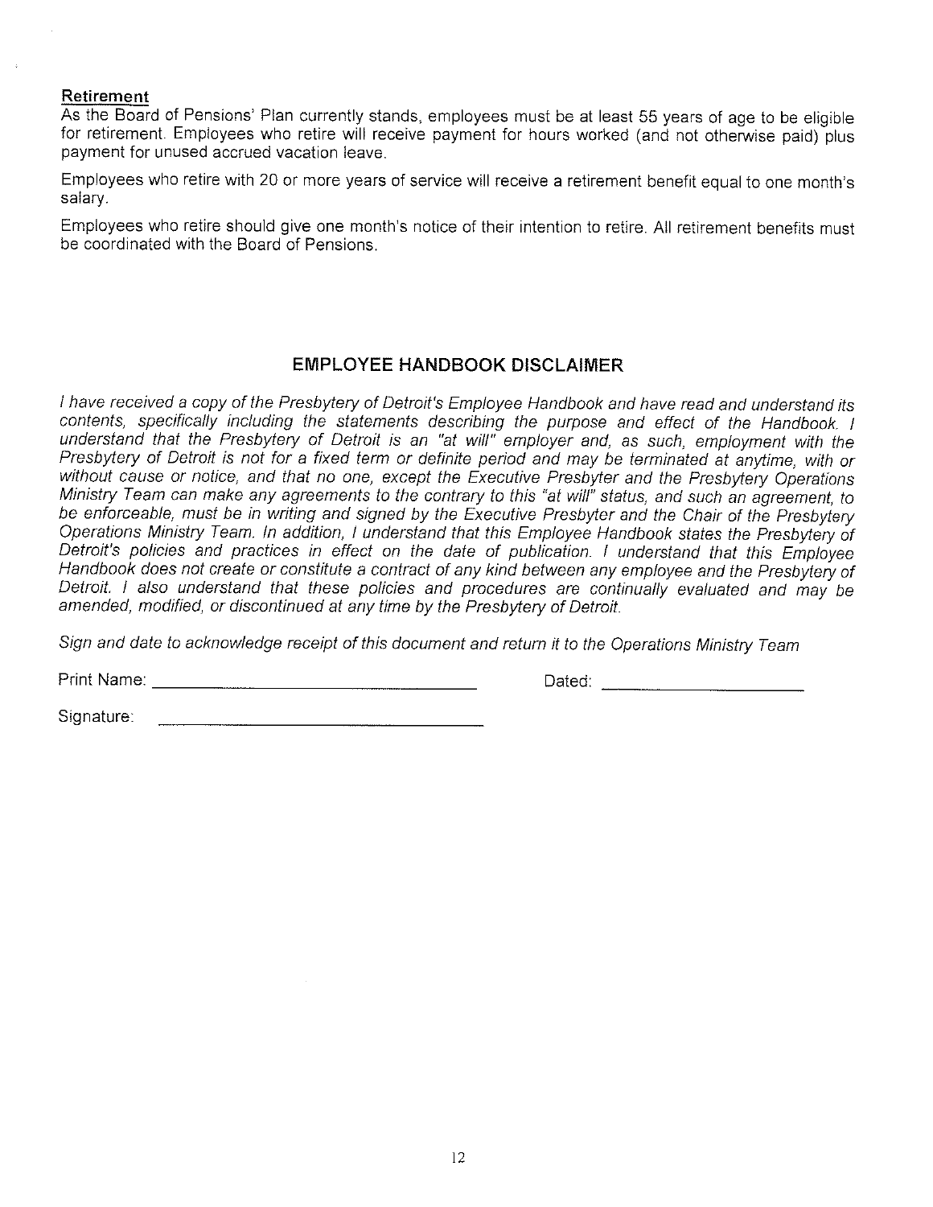**Retirement**

As the Board of Pensions' Plan currently stands, employees must be at least 55 years of age to be eligible for retirement. Employees who retire will receive payment for hours worked (and not otherwise paid) plus payment for unused accrued vacation leave.

Employees who retire with 20 or more years of service will receive a retirement benefit equal to one month's salary.

Employees who retire should give one month's notice of their intention to retire. All retirement benefits must be coordinated with the Board of Pensions.

## EMPLOYEE HANDBOOK DISCLAIMER

*I have received a copy of the Presbytery of Detroit's Employee Handbook and have read and understand its contents, specifically including the statements describing the purpose and effect of the Handbook. I understand that the Presbytery of Detroit is an "at will" employer and, as such, employment with the Presbytery of Detroit is not for a fixed term or definite period and may be terminated at anytime, with or without cause or notice, and that no one, except the Executive Presbyter and the Presbytery Operations Ministry Team can make any agreements to the contrary to this "at will" status, and such an agreement, to be enforceable, must be in writing and signed by the Executive Presbyter and the Chair of the Presbytery Operations Ministry Team. In addition, I understand that this Employee Handbook states the Presbytery of Detroit's policies and practices in effect on the date of publication. I understand that this Employee Handbook does not create or constitute a contract of any kind between any employee and the Presbytery of Detroit. I also understand that these policies and procedures are continually evaluated and may be amended, modified, or discontinued at any time by the Presbytery of Detroit.*

*Sign and date to acknowledge receipt of this document and return it to the Operations Ministry Team*

Print Name: ___________________________________ Dated: ______________________

Signature: ___________________________________